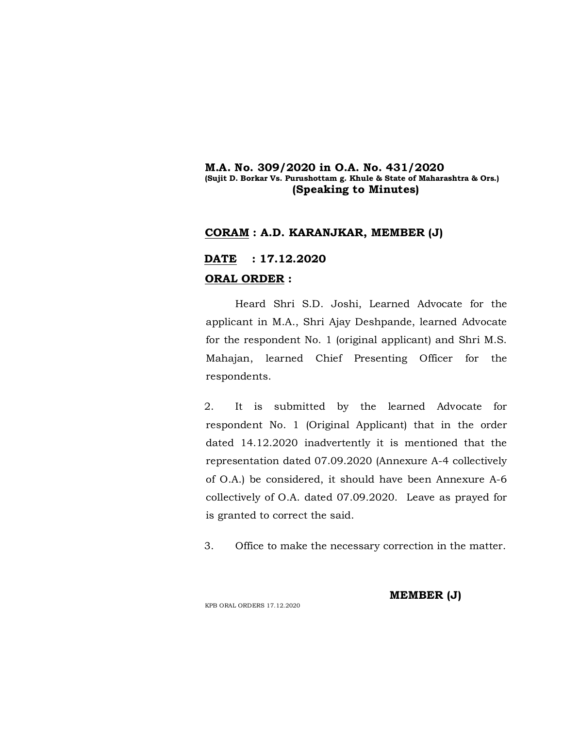**M.A. No. 309/2020 in O.A. No. 431/2020**
**(Sujit D. Borkar Vs. Purushottam g. Khule & State of Maharashtra & Ors.)**
**(Speaking to Minutes)**

**CORAM : A.D. KARANJKAR, MEMBER (J)**

**DATE : 17.12.2020**

**ORAL ORDER :**

Heard Shri S.D. Joshi, Learned Advocate for the applicant in M.A., Shri Ajay Deshpande, learned Advocate for the respondent No. 1 (original applicant) and Shri M.S. Mahajan, learned Chief Presenting Officer for the respondents.

2. It is submitted by the learned Advocate for respondent No. 1 (Original Applicant) that in the order dated 14.12.2020 inadvertently it is mentioned that the representation dated 07.09.2020 (Annexure A-4 collectively of O.A.) be considered, it should have been Annexure A-6 collectively of O.A. dated 07.09.2020. Leave as prayed for is granted to correct the said.

3. Office to make the necessary correction in the matter.

**MEMBER (J)**

KPB ORAL ORDERS 17.12.2020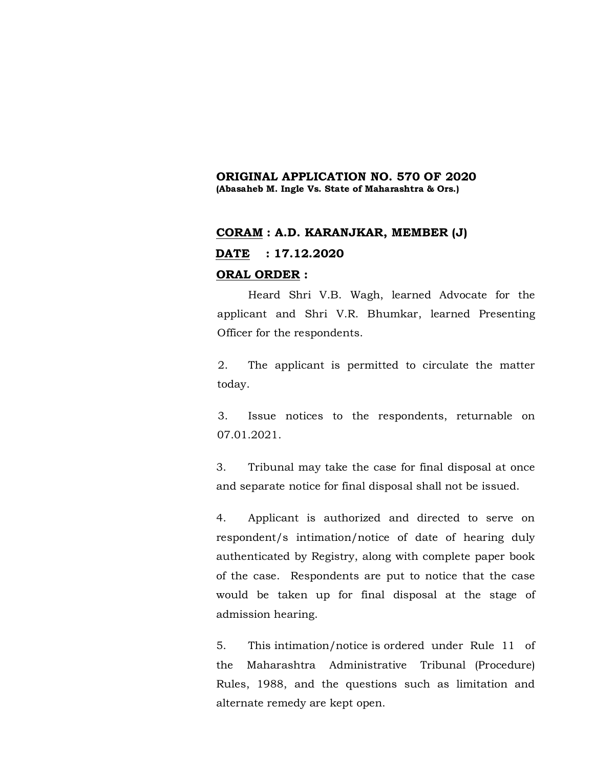**ORIGINAL APPLICATION NO. 570 OF 2020**
**(Abasaheb M. Ingle Vs. State of Maharashtra & Ors.)**

**CORAM : A.D. KARANJKAR, MEMBER (J)**

**DATE : 17.12.2020**

**ORAL ORDER :**

Heard Shri V.B. Wagh, learned Advocate for the applicant and Shri V.R. Bhumkar, learned Presenting Officer for the respondents.

2. The applicant is permitted to circulate the matter today.

3. Issue notices to the respondents, returnable on 07.01.2021.

3. Tribunal may take the case for final disposal at once and separate notice for final disposal shall not be issued.

4. Applicant is authorized and directed to serve on respondent/s intimation/notice of date of hearing duly authenticated by Registry, along with complete paper book of the case. Respondents are put to notice that the case would be taken up for final disposal at the stage of admission hearing.

5. This intimation/notice is ordered under Rule 11 of the Maharashtra Administrative Tribunal (Procedure) Rules, 1988, and the questions such as limitation and alternate remedy are kept open.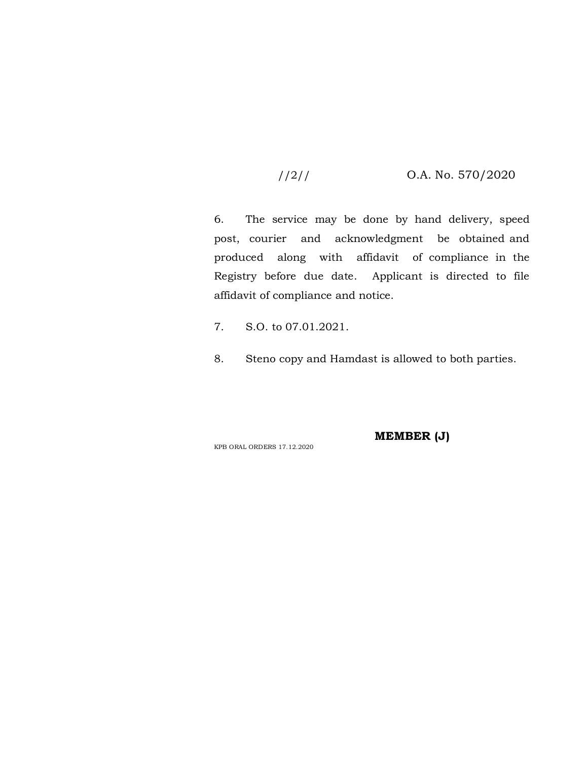//2// O.A. No. 570/2020

6. The service may be done by hand delivery, speed post, courier and acknowledgment be obtained and produced along with affidavit of compliance in the Registry before due date. Applicant is directed to file affidavit of compliance and notice.

7. S.O. to 07.01.2021.

8. Steno copy and Hamdast is allowed to both parties.

**MEMBER (J)**

KPB ORAL ORDERS 17.12.2020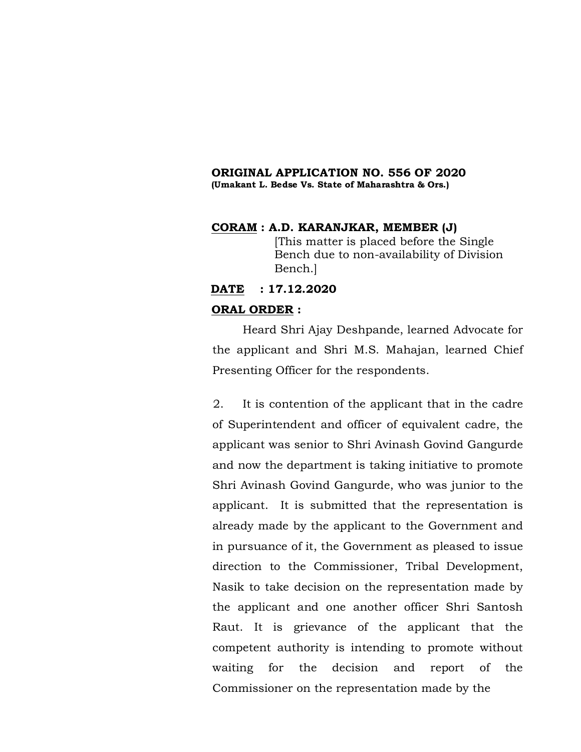**ORIGINAL APPLICATION NO. 556 OF 2020**
**(Umakant L. Bedse Vs. State of Maharashtra & Ors.)**

**CORAM : A.D. KARANJKAR, MEMBER (J)**
[This matter is placed before the Single Bench due to non-availability of Division Bench.]

**DATE : 17.12.2020**

**ORAL ORDER :**

Heard Shri Ajay Deshpande, learned Advocate for the applicant and Shri M.S. Mahajan, learned Chief Presenting Officer for the respondents.

2. It is contention of the applicant that in the cadre of Superintendent and officer of equivalent cadre, the applicant was senior to Shri Avinash Govind Gangurde and now the department is taking initiative to promote Shri Avinash Govind Gangurde, who was junior to the applicant. It is submitted that the representation is already made by the applicant to the Government and in pursuance of it, the Government as pleased to issue direction to the Commissioner, Tribal Development, Nasik to take decision on the representation made by the applicant and one another officer Shri Santosh Raut. It is grievance of the applicant that the competent authority is intending to promote without waiting for the decision and report of the Commissioner on the representation made by the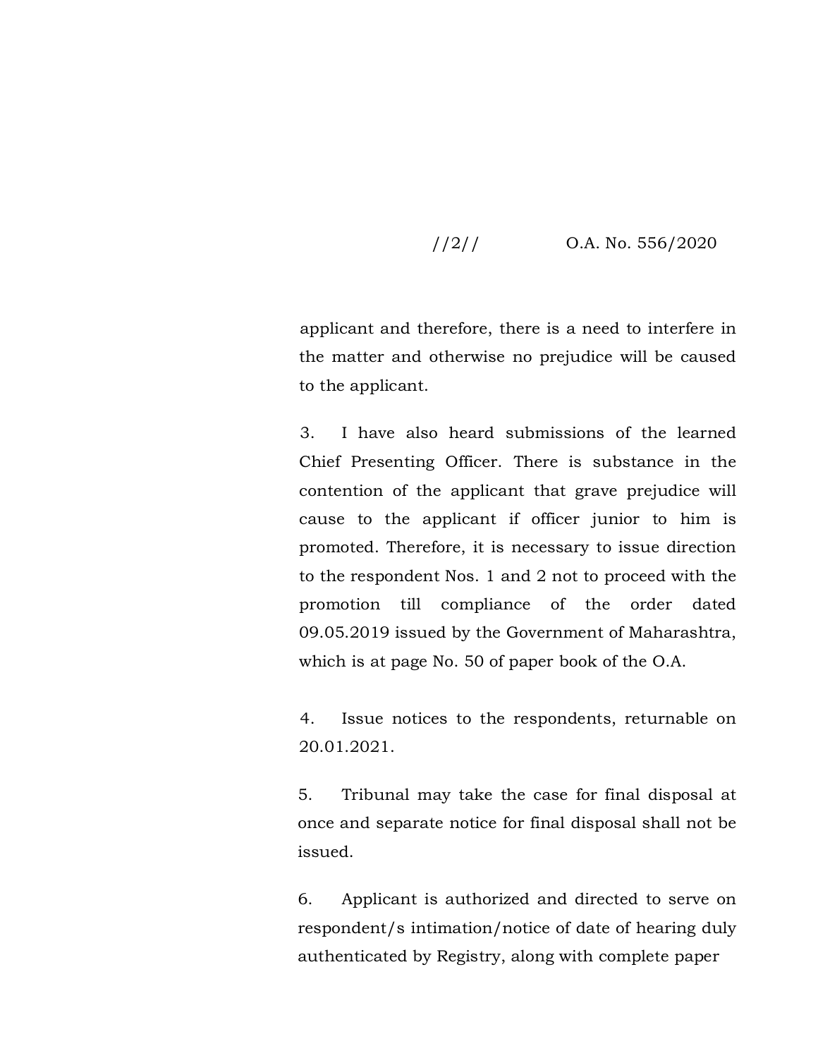applicant and therefore, there is a need to interfere in the matter and otherwise no prejudice will be caused to the applicant.

3. I have also heard submissions of the learned Chief Presenting Officer. There is substance in the contention of the applicant that grave prejudice will cause to the applicant if officer junior to him is promoted. Therefore, it is necessary to issue direction to the respondent Nos. 1 and 2 not to proceed with the promotion till compliance of the order dated 09.05.2019 issued by the Government of Maharashtra, which is at page No. 50 of paper book of the O.A.

4. Issue notices to the respondents, returnable on 20.01.2021.

5. Tribunal may take the case for final disposal at once and separate notice for final disposal shall not be issued.

6. Applicant is authorized and directed to serve on respondent/s intimation/notice of date of hearing duly authenticated by Registry, along with complete paper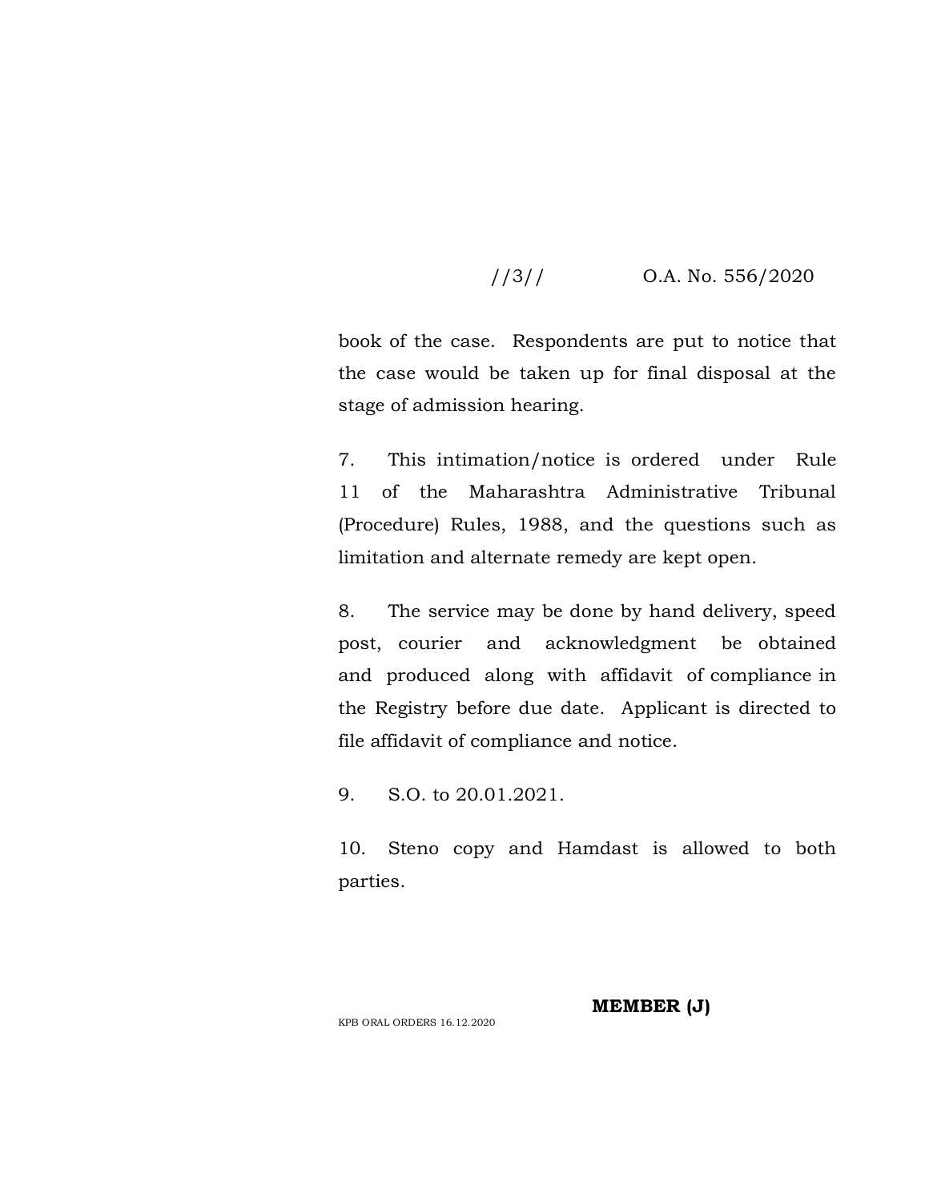book of the case. Respondents are put to notice that the case would be taken up for final disposal at the stage of admission hearing.

7. This intimation/notice is ordered under Rule 11 of the Maharashtra Administrative Tribunal (Procedure) Rules, 1988, and the questions such as limitation and alternate remedy are kept open.

8. The service may be done by hand delivery, speed post, courier and acknowledgment be obtained and produced along with affidavit of compliance in the Registry before due date. Applicant is directed to file affidavit of compliance and notice.

9. S.O. to 20.01.2021.

10. Steno copy and Hamdast is allowed to both parties.

**MEMBER (J)**

KPB ORAL ORDERS 16.12.2020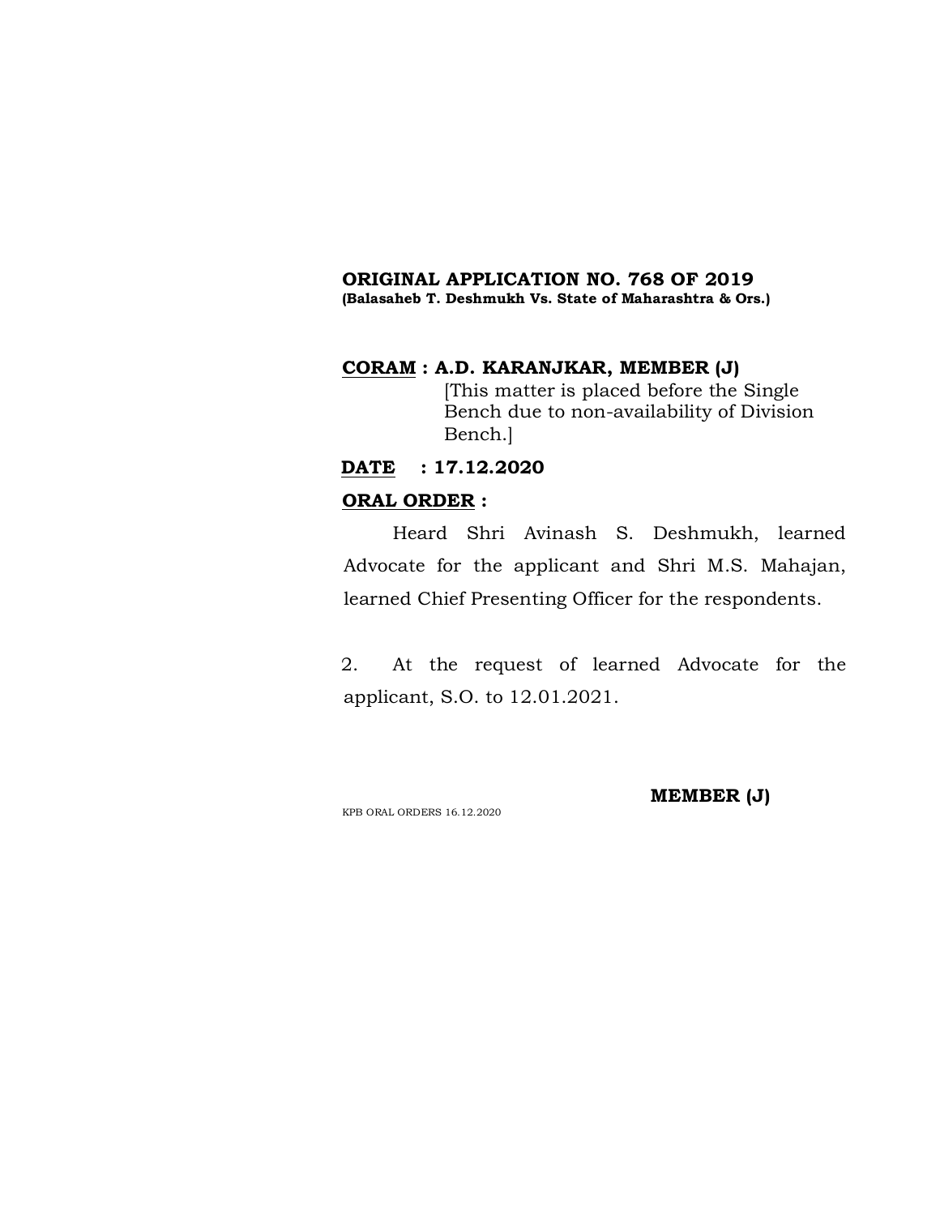**ORIGINAL APPLICATION NO. 768 OF 2019**
**(Balasaheb T. Deshmukh Vs. State of Maharashtra & Ors.)**

**CORAM : A.D. KARANJKAR, MEMBER (J)**
[This matter is placed before the Single Bench due to non-availability of Division Bench.]

**DATE : 17.12.2020**

**ORAL ORDER :**

Heard Shri Avinash S. Deshmukh, learned Advocate for the applicant and Shri M.S. Mahajan, learned Chief Presenting Officer for the respondents.

2. At the request of learned Advocate for the applicant, S.O. to 12.01.2021.

**MEMBER (J)**

KPB ORAL ORDERS 16.12.2020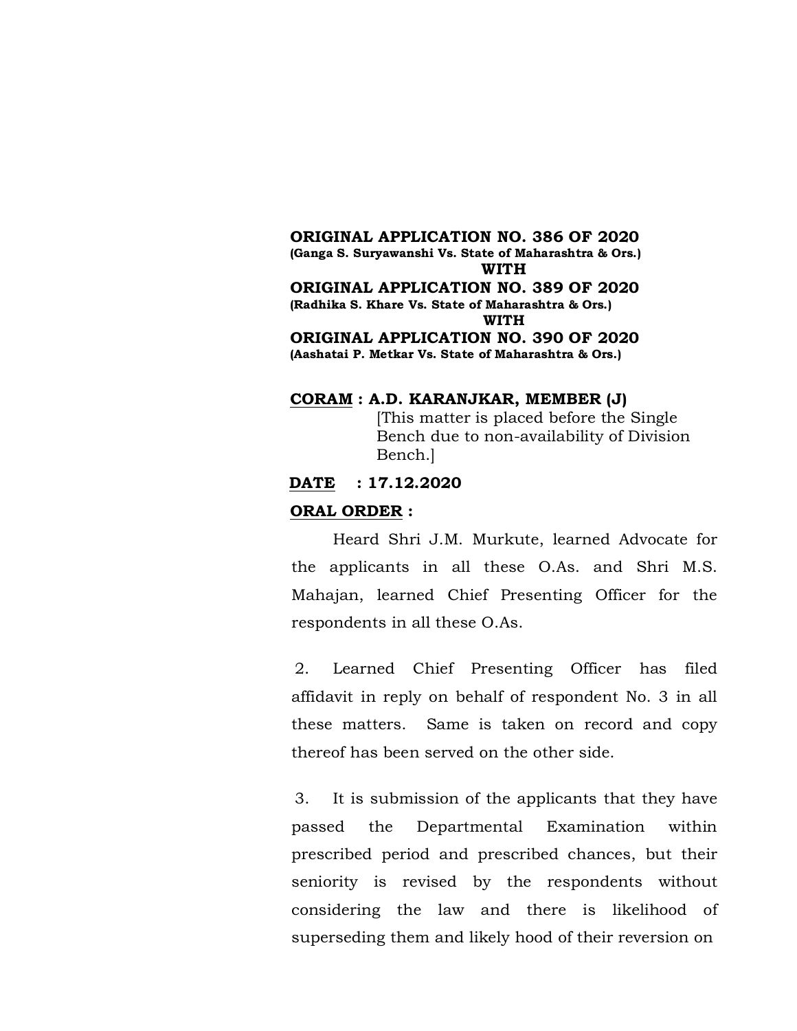**ORIGINAL APPLICATION NO. 386 OF 2020**
**(Ganga S. Suryawanshi Vs. State of Maharashtra & Ors.)**

**WITH**

**ORIGINAL APPLICATION NO. 389 OF 2020**
**(Radhika S. Khare Vs. State of Maharashtra & Ors.)**

**WITH**

**ORIGINAL APPLICATION NO. 390 OF 2020**
**(Aashatai P. Metkar Vs. State of Maharashtra & Ors.)**

**CORAM : A.D. KARANJKAR, MEMBER (J)**
[This matter is placed before the Single Bench due to non-availability of Division Bench.]

**DATE : 17.12.2020**

**ORAL ORDER :**

Heard Shri J.M. Murkute, learned Advocate for the applicants in all these O.As. and Shri M.S. Mahajan, learned Chief Presenting Officer for the respondents in all these O.As.

2. Learned Chief Presenting Officer has filed affidavit in reply on behalf of respondent No. 3 in all these matters. Same is taken on record and copy thereof has been served on the other side.

3. It is submission of the applicants that they have passed the Departmental Examination within prescribed period and prescribed chances, but their seniority is revised by the respondents without considering the law and there is likelihood of superseding them and likely hood of their reversion on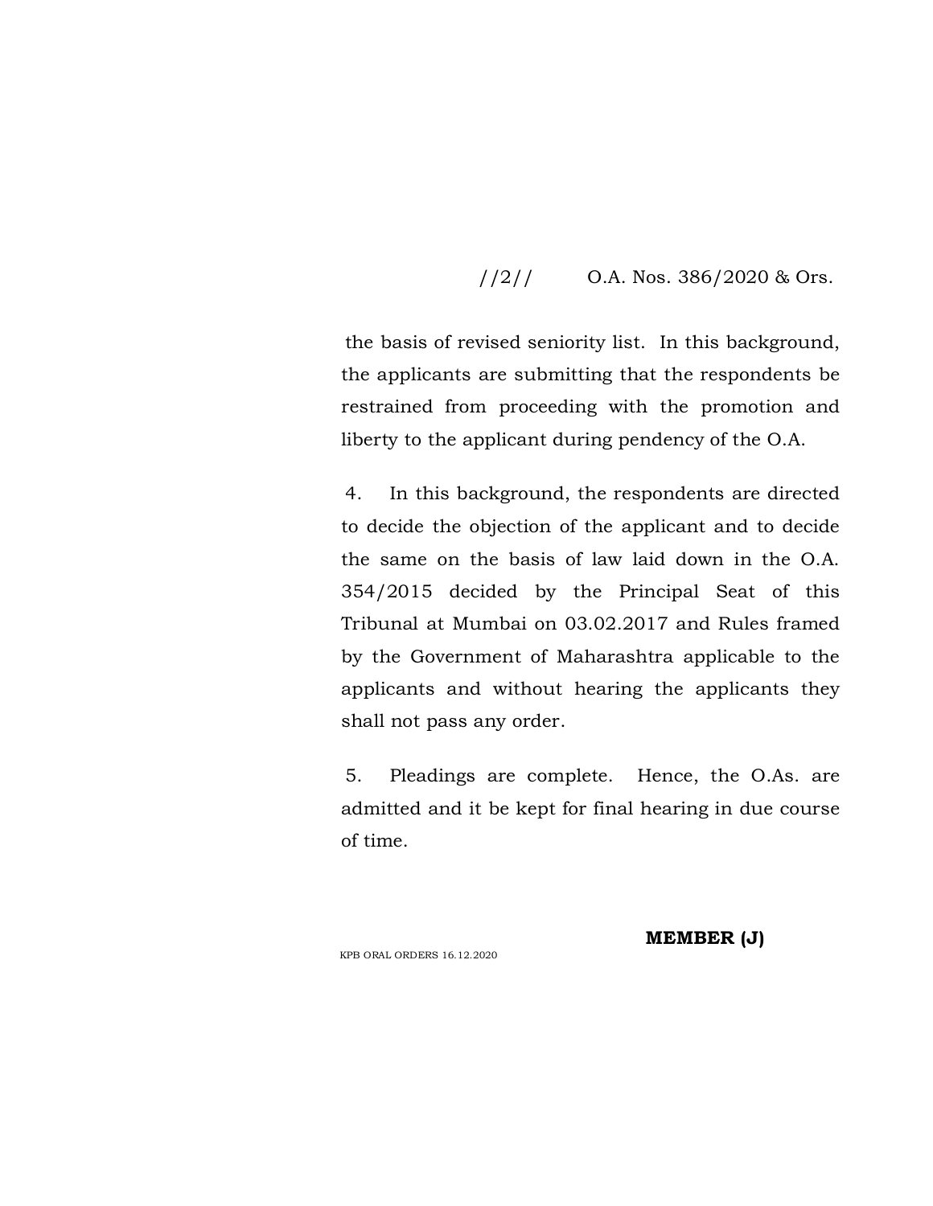the basis of revised seniority list. In this background, the applicants are submitting that the respondents be restrained from proceeding with the promotion and liberty to the applicant during pendency of the O.A.

4. In this background, the respondents are directed to decide the objection of the applicant and to decide the same on the basis of law laid down in the O.A. 354/2015 decided by the Principal Seat of this Tribunal at Mumbai on 03.02.2017 and Rules framed by the Government of Maharashtra applicable to the applicants and without hearing the applicants they shall not pass any order.

5. Pleadings are complete. Hence, the O.As. are admitted and it be kept for final hearing in due course of time.

**MEMBER (J)**

KPB ORAL ORDERS 16.12.2020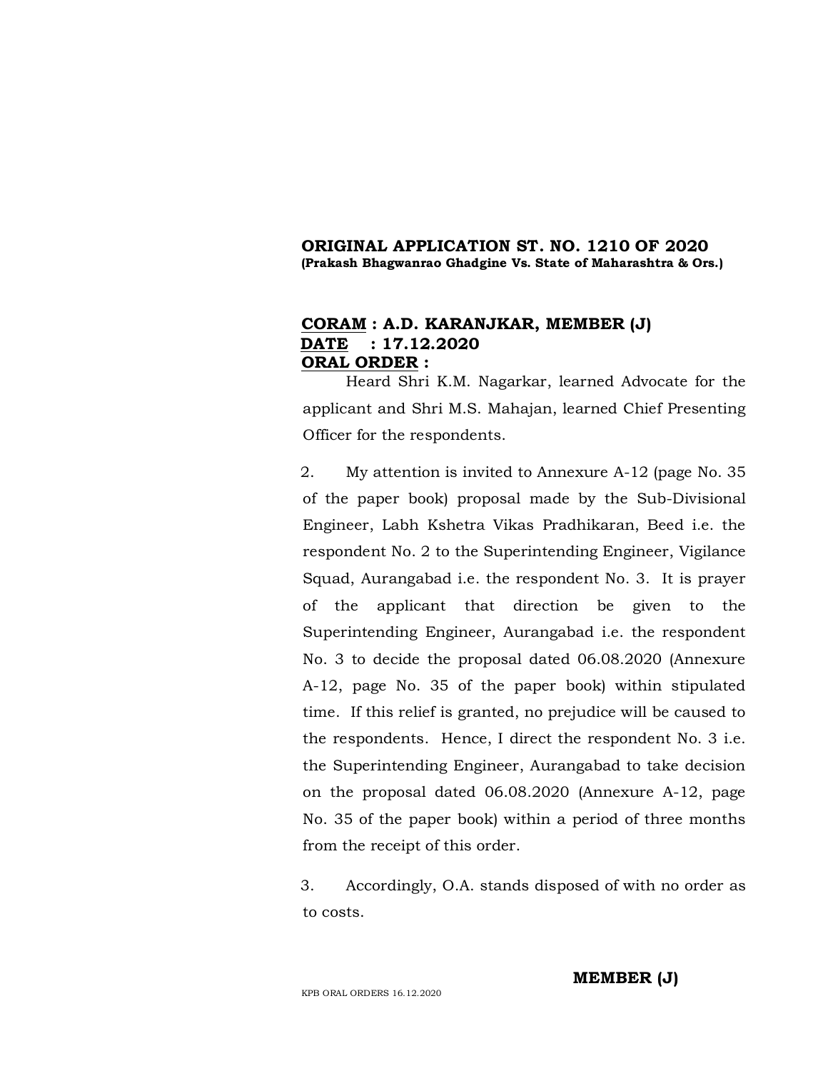**ORIGINAL APPLICATION ST. NO. 1210 OF 2020**
**(Prakash Bhagwanrao Ghadgine Vs. State of Maharashtra & Ors.)**

**CORAM : A.D. KARANJKAR, MEMBER (J)**
**DATE : 17.12.2020**
**ORAL ORDER :**

Heard Shri K.M. Nagarkar, learned Advocate for the applicant and Shri M.S. Mahajan, learned Chief Presenting Officer for the respondents.

2. My attention is invited to Annexure A-12 (page No. 35 of the paper book) proposal made by the Sub-Divisional Engineer, Labh Kshetra Vikas Pradhikaran, Beed i.e. the respondent No. 2 to the Superintending Engineer, Vigilance Squad, Aurangabad i.e. the respondent No. 3. It is prayer of the applicant that direction be given to the Superintending Engineer, Aurangabad i.e. the respondent No. 3 to decide the proposal dated 06.08.2020 (Annexure A-12, page No. 35 of the paper book) within stipulated time. If this relief is granted, no prejudice will be caused to the respondents. Hence, I direct the respondent No. 3 i.e. the Superintending Engineer, Aurangabad to take decision on the proposal dated 06.08.2020 (Annexure A-12, page No. 35 of the paper book) within a period of three months from the receipt of this order.

3. Accordingly, O.A. stands disposed of with no order as to costs.

**MEMBER (J)**

KPB ORAL ORDERS 16.12.2020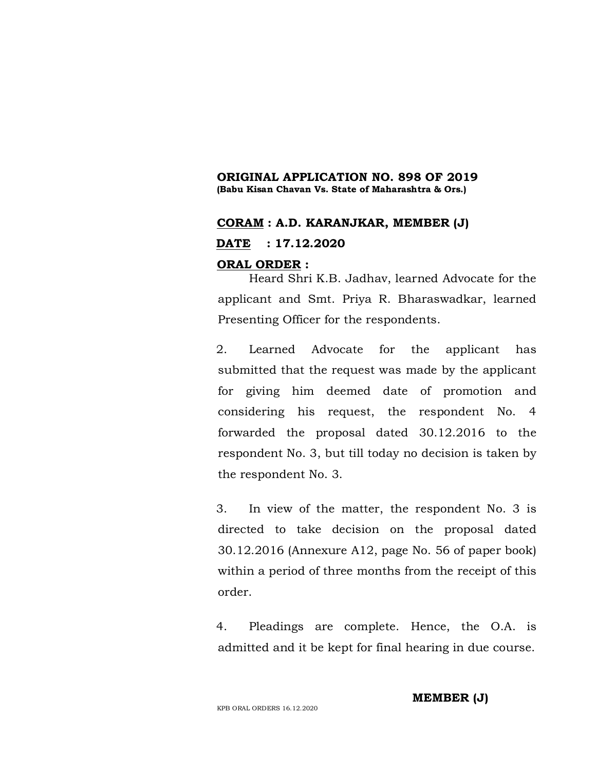**ORIGINAL APPLICATION NO. 898 OF 2019**
**(Babu Kisan Chavan Vs. State of Maharashtra & Ors.)**

**<u>CORAM</u> : A.D. KARANJKAR, MEMBER (J)**

**<u>DATE</u> : 17.12.2020**

**<u>ORAL ORDER</u> :**

Heard Shri K.B. Jadhav, learned Advocate for the applicant and Smt. Priya R. Bharaswadkar, learned Presenting Officer for the respondents.

2. Learned Advocate for the applicant has submitted that the request was made by the applicant for giving him deemed date of promotion and considering his request, the respondent No. 4 forwarded the proposal dated 30.12.2016 to the respondent No. 3, but till today no decision is taken by the respondent No. 3.

3. In view of the matter, the respondent No. 3 is directed to take decision on the proposal dated 30.12.2016 (Annexure A12, page No. 56 of paper book) within a period of three months from the receipt of this order.

4. Pleadings are complete. Hence, the O.A. is admitted and it be kept for final hearing in due course.

**MEMBER (J)**

KPB ORAL ORDERS 16.12.2020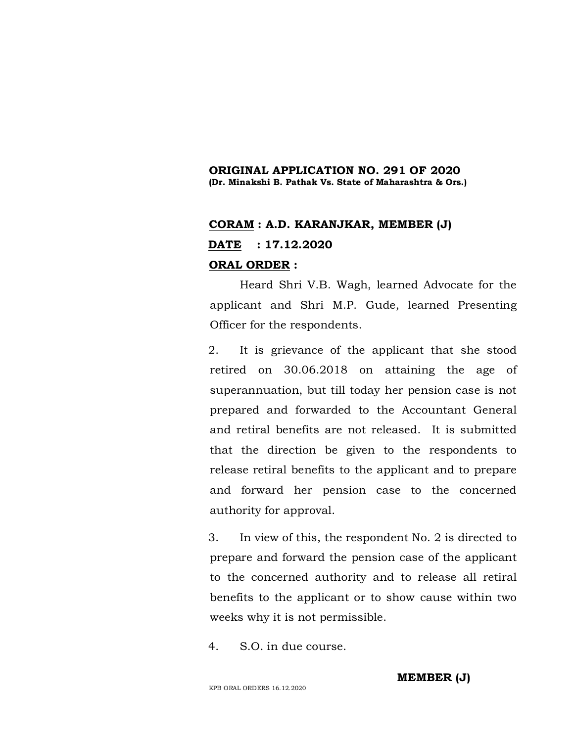**ORIGINAL APPLICATION NO. 291 OF 2020**
**(Dr. Minakshi B. Pathak Vs. State of Maharashtra & Ors.)**

**CORAM : A.D. KARANJKAR, MEMBER (J)**

**DATE : 17.12.2020**

**ORAL ORDER :**

Heard Shri V.B. Wagh, learned Advocate for the applicant and Shri M.P. Gude, learned Presenting Officer for the respondents.

2. It is grievance of the applicant that she stood retired on 30.06.2018 on attaining the age of superannuation, but till today her pension case is not prepared and forwarded to the Accountant General and retiral benefits are not released. It is submitted that the direction be given to the respondents to release retiral benefits to the applicant and to prepare and forward her pension case to the concerned authority for approval.

3. In view of this, the respondent No. 2 is directed to prepare and forward the pension case of the applicant to the concerned authority and to release all retiral benefits to the applicant or to show cause within two weeks why it is not permissible.

4. S.O. in due course.

**MEMBER (J)**

KPB ORAL ORDERS 16.12.2020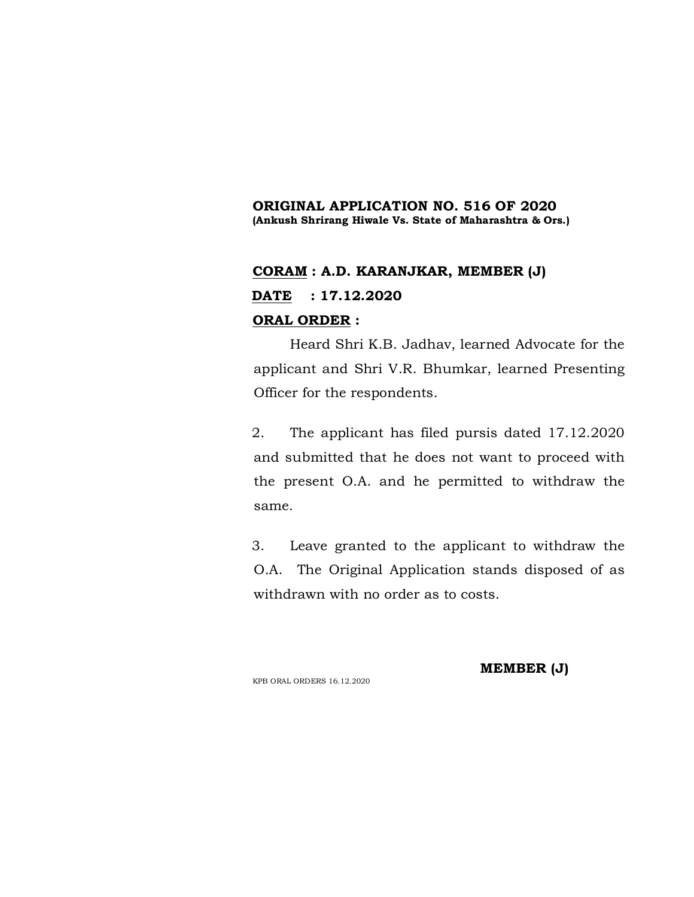**ORIGINAL APPLICATION NO. 516 OF 2020**
**(Ankush Shrirang Hiwale Vs. State of Maharashtra & Ors.)**

**CORAM : A.D. KARANJKAR, MEMBER (J)**

**DATE : 17.12.2020**

**ORAL ORDER :**

Heard Shri K.B. Jadhav, learned Advocate for the applicant and Shri V.R. Bhumkar, learned Presenting Officer for the respondents.

2. The applicant has filed pursis dated 17.12.2020 and submitted that he does not want to proceed with the present O.A. and he permitted to withdraw the same.

3. Leave granted to the applicant to withdraw the O.A. The Original Application stands disposed of as withdrawn with no order as to costs.

**MEMBER (J)**

KPB ORAL ORDERS 16.12.2020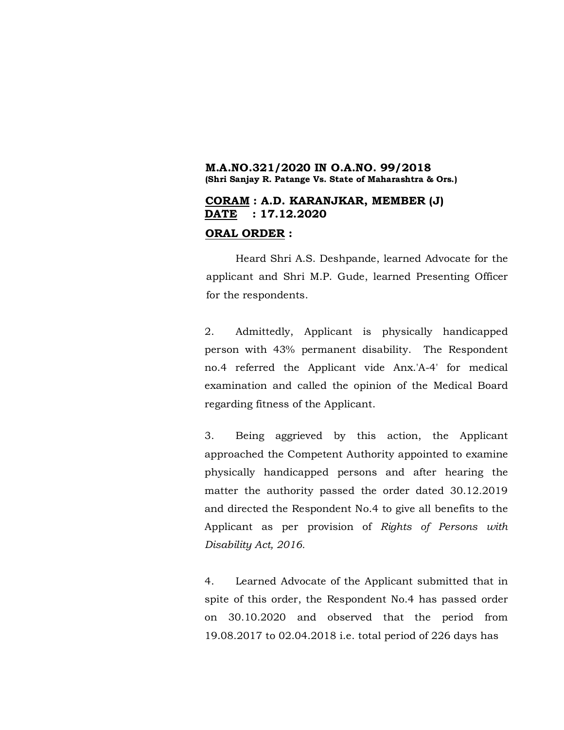**M.A.NO.321/2020 IN O.A.NO. 99/2018**
**(Shri Sanjay R. Patange Vs. State of Maharashtra & Ors.)**

**CORAM : A.D. KARANJKAR, MEMBER (J)**
**DATE : 17.12.2020**

**ORAL ORDER :**

Heard Shri A.S. Deshpande, learned Advocate for the applicant and Shri M.P. Gude, learned Presenting Officer for the respondents.

2. Admittedly, Applicant is physically handicapped person with 43% permanent disability. The Respondent no.4 referred the Applicant vide Anx.'A-4' for medical examination and called the opinion of the Medical Board regarding fitness of the Applicant.

3. Being aggrieved by this action, the Applicant approached the Competent Authority appointed to examine physically handicapped persons and after hearing the matter the authority passed the order dated 30.12.2019 and directed the Respondent No.4 to give all benefits to the Applicant as per provision of *Rights of Persons with Disability Act, 2016.*

4. Learned Advocate of the Applicant submitted that in spite of this order, the Respondent No.4 has passed order on 30.10.2020 and observed that the period from 19.08.2017 to 02.04.2018 i.e. total period of 226 days has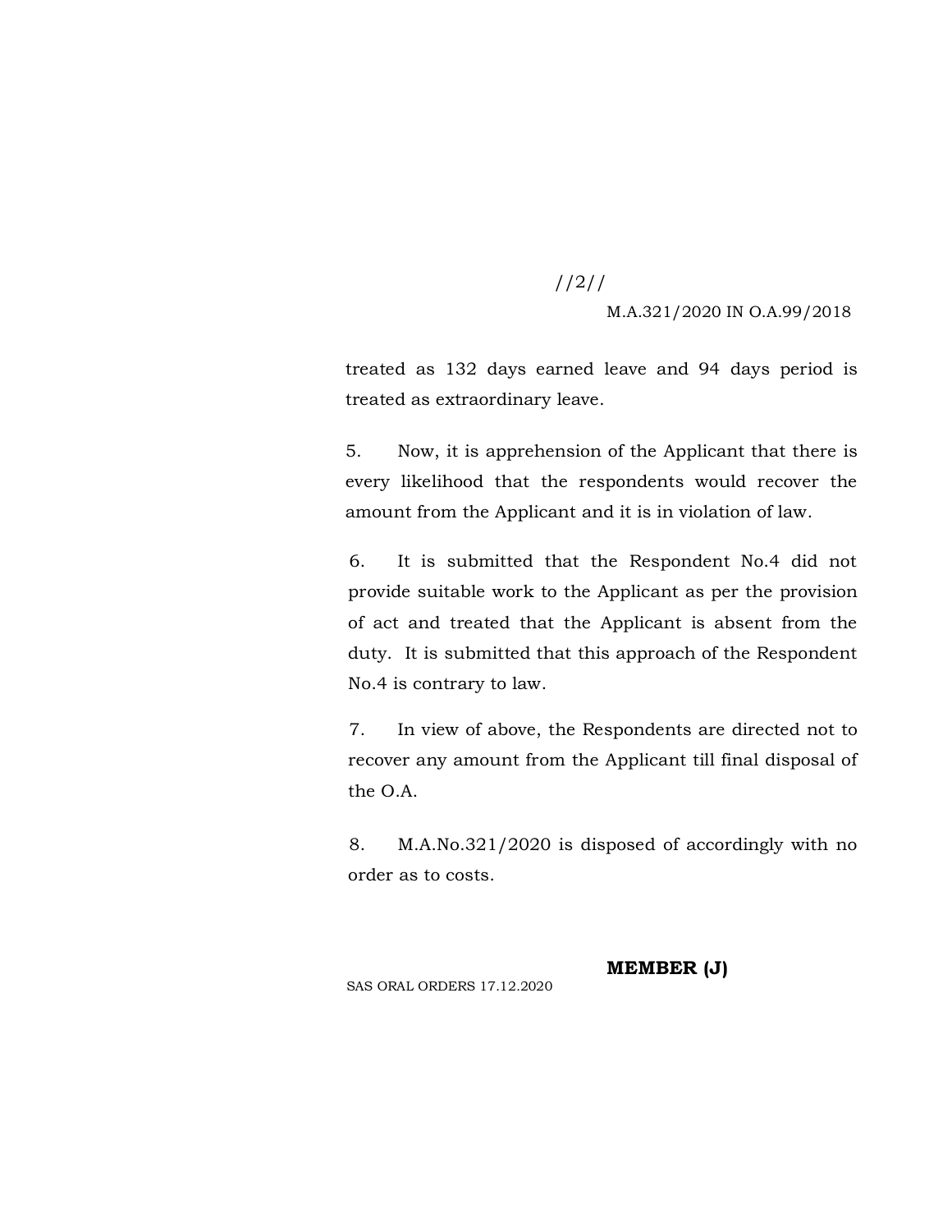treated as 132 days earned leave and 94 days period is treated as extraordinary leave.

5. Now, it is apprehension of the Applicant that there is every likelihood that the respondents would recover the amount from the Applicant and it is in violation of law.

6. It is submitted that the Respondent No.4 did not provide suitable work to the Applicant as per the provision of act and treated that the Applicant is absent from the duty. It is submitted that this approach of the Respondent No.4 is contrary to law.

7. In view of above, the Respondents are directed not to recover any amount from the Applicant till final disposal of the O.A.

8. M.A.No.321/2020 is disposed of accordingly with no order as to costs.

**MEMBER (J)**

SAS ORAL ORDERS 17.12.2020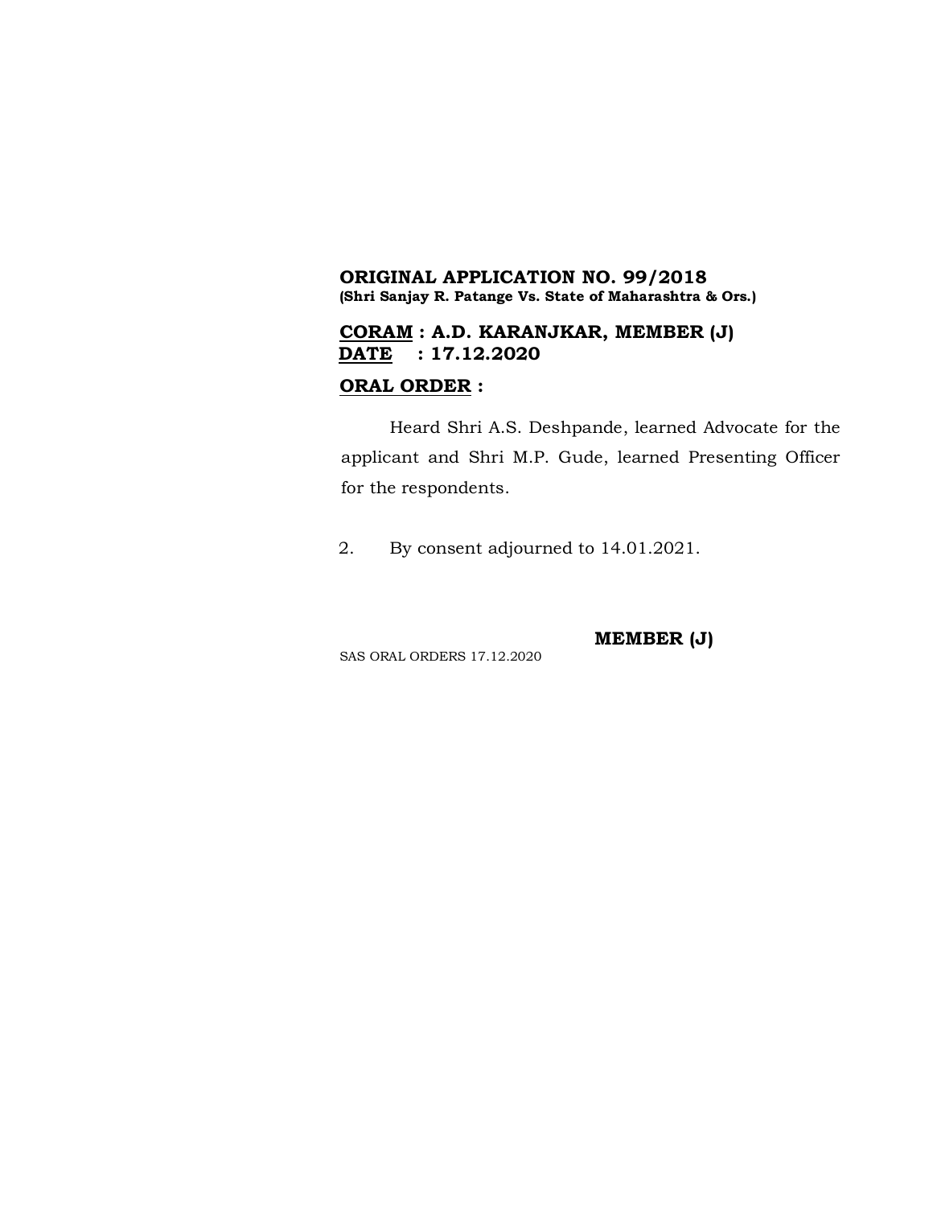**ORIGINAL APPLICATION NO. 99/2018**
**(Shri Sanjay R. Patange Vs. State of Maharashtra & Ors.)**

**CORAM : A.D. KARANJKAR, MEMBER (J)**
**DATE : 17.12.2020**

**ORAL ORDER :**

Heard Shri A.S. Deshpande, learned Advocate for the applicant and Shri M.P. Gude, learned Presenting Officer for the respondents.

2. By consent adjourned to 14.01.2021.

**MEMBER (J)**

SAS ORAL ORDERS 17.12.2020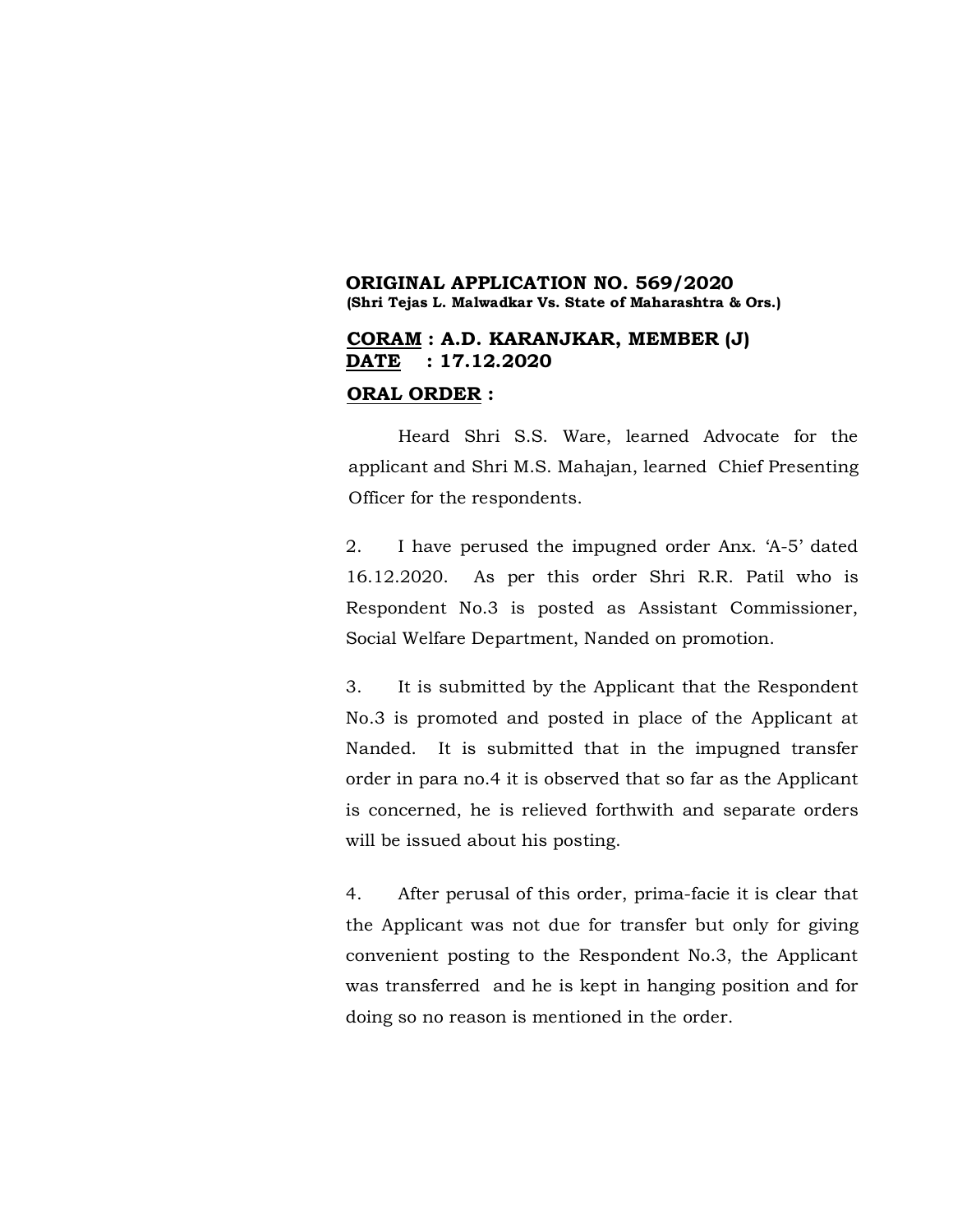**ORIGINAL APPLICATION NO. 569/2020**
**(Shri Tejas L. Malwadkar Vs. State of Maharashtra & Ors.)**

**<u>CORAM</u> : A.D. KARANJKAR, MEMBER (J)**
**<u>DATE</u> : 17.12.2020**

**<u>ORAL ORDER</u> :**

Heard Shri S.S. Ware, learned Advocate for the applicant and Shri M.S. Mahajan, learned Chief Presenting Officer for the respondents.

2. I have perused the impugned order Anx. 'A-5' dated 16.12.2020. As per this order Shri R.R. Patil who is Respondent No.3 is posted as Assistant Commissioner, Social Welfare Department, Nanded on promotion.

3. It is submitted by the Applicant that the Respondent No.3 is promoted and posted in place of the Applicant at Nanded. It is submitted that in the impugned transfer order in para no.4 it is observed that so far as the Applicant is concerned, he is relieved forthwith and separate orders will be issued about his posting.

4. After perusal of this order, prima-facie it is clear that the Applicant was not due for transfer but only for giving convenient posting to the Respondent No.3, the Applicant was transferred and he is kept in hanging position and for doing so no reason is mentioned in the order.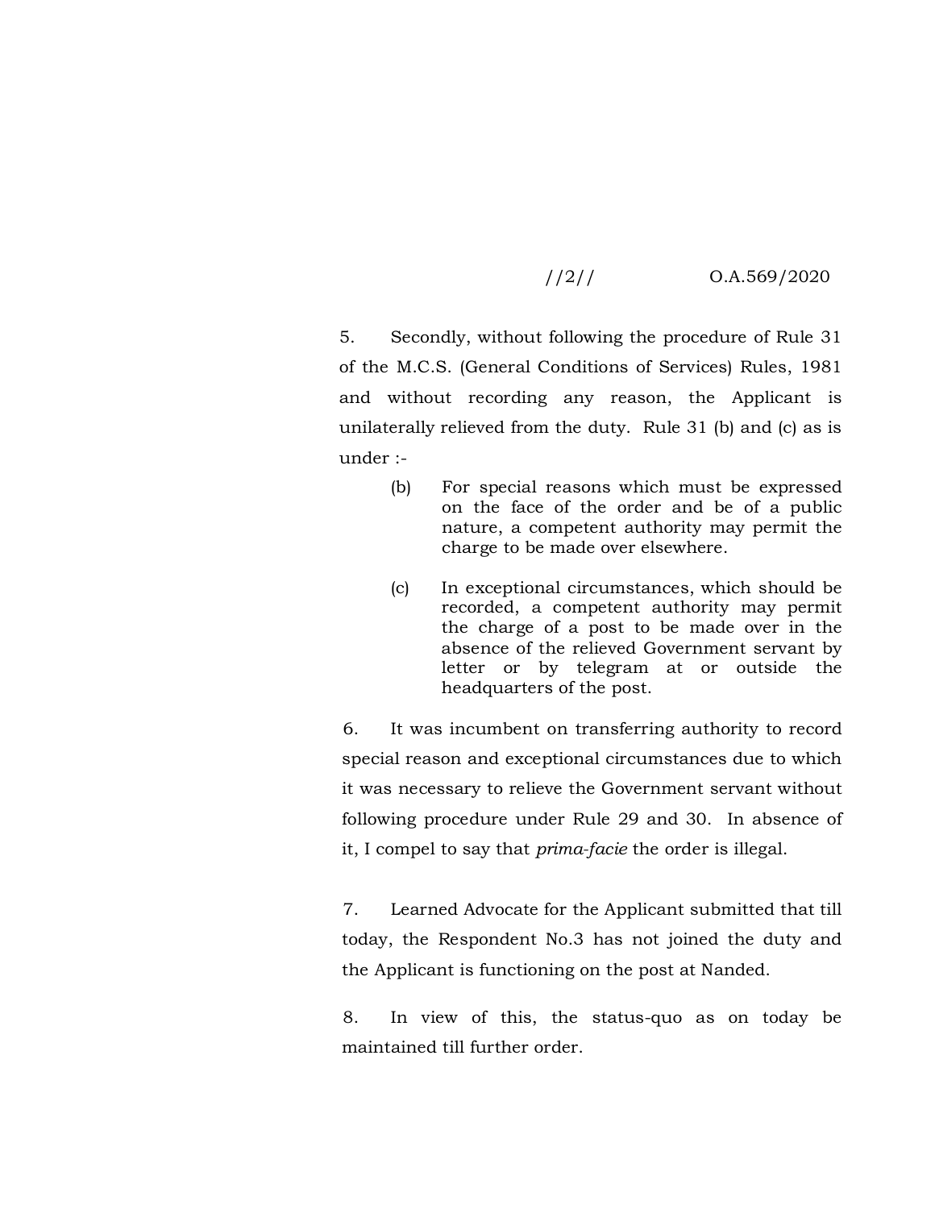5. Secondly, without following the procedure of Rule 31 of the M.C.S. (General Conditions of Services) Rules, 1981 and without recording any reason, the Applicant is unilaterally relieved from the duty. Rule 31 (b) and (c) as is under :-

> (b) For special reasons which must be expressed on the face of the order and be of a public nature, a competent authority may permit the charge to be made over elsewhere.
>
> (c) In exceptional circumstances, which should be recorded, a competent authority may permit the charge of a post to be made over in the absence of the relieved Government servant by letter or by telegram at or outside the headquarters of the post.

6. It was incumbent on transferring authority to record special reason and exceptional circumstances due to which it was necessary to relieve the Government servant without following procedure under Rule 29 and 30. In absence of it, I compel to say that *prima-facie* the order is illegal.

7. Learned Advocate for the Applicant submitted that till today, the Respondent No.3 has not joined the duty and the Applicant is functioning on the post at Nanded.

8. In view of this, the status-quo as on today be maintained till further order.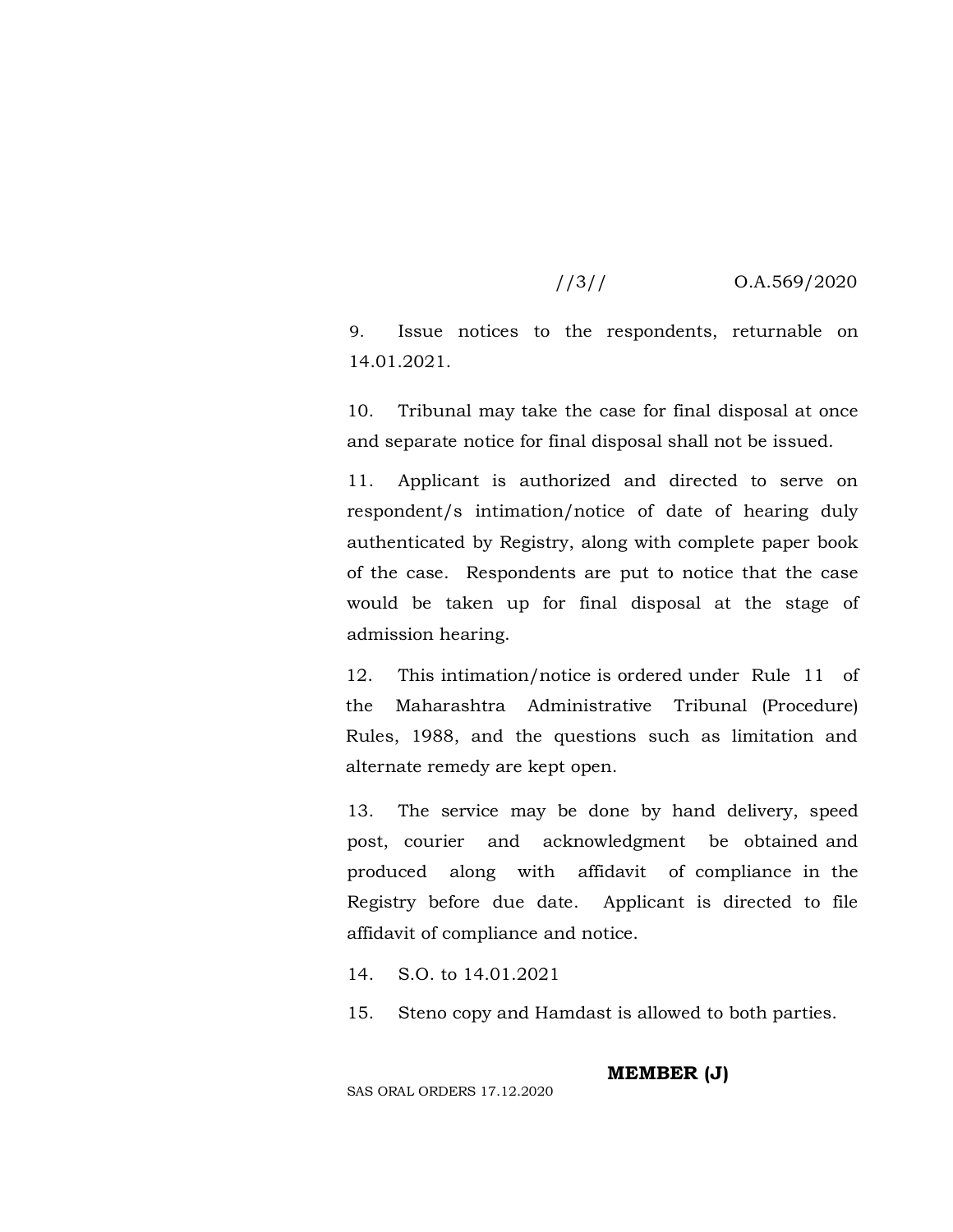//3// O.A.569/2020

9. Issue notices to the respondents, returnable on 14.01.2021.

10. Tribunal may take the case for final disposal at once and separate notice for final disposal shall not be issued.

11. Applicant is authorized and directed to serve on respondent/s intimation/notice of date of hearing duly authenticated by Registry, along with complete paper book of the case. Respondents are put to notice that the case would be taken up for final disposal at the stage of admission hearing.

12. This intimation/notice is ordered under Rule 11 of the Maharashtra Administrative Tribunal (Procedure) Rules, 1988, and the questions such as limitation and alternate remedy are kept open.

13. The service may be done by hand delivery, speed post, courier and acknowledgment be obtained and produced along with affidavit of compliance in the Registry before due date. Applicant is directed to file affidavit of compliance and notice.

14. S.O. to 14.01.2021

15. Steno copy and Hamdast is allowed to both parties.

**MEMBER (J)**

SAS ORAL ORDERS 17.12.2020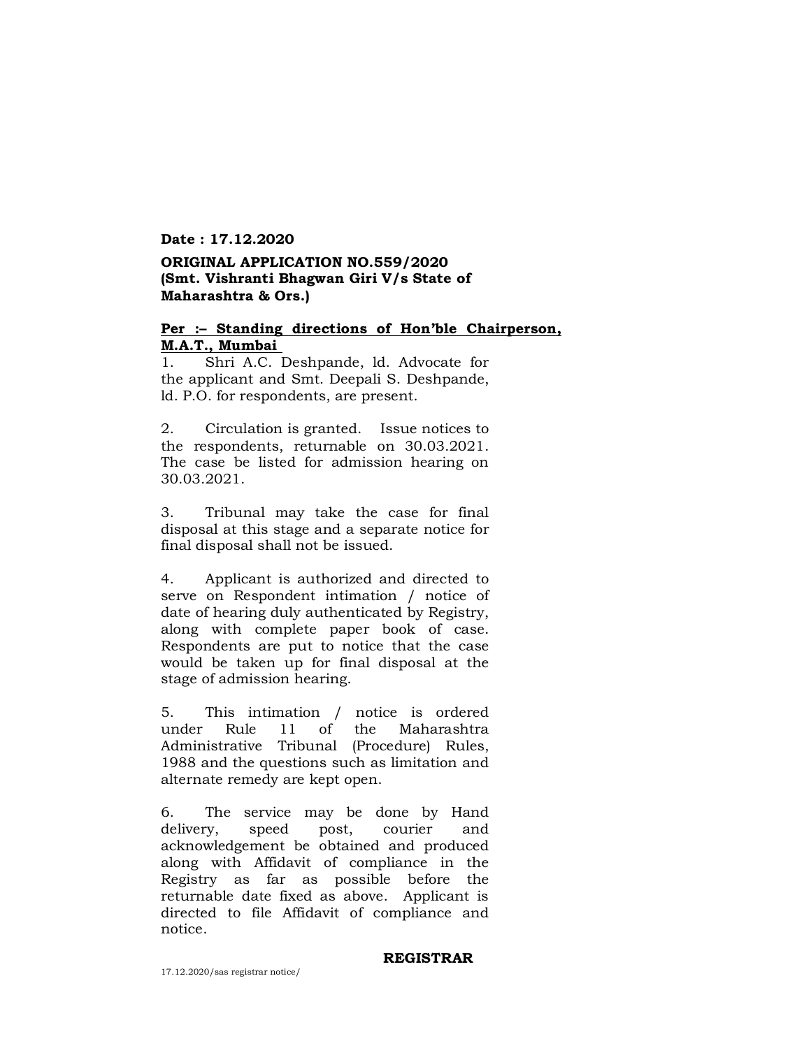**Date : 17.12.2020**

**ORIGINAL APPLICATION NO.559/2020**
**(Smt. Vishranti Bhagwan Giri V/s State of Maharashtra & Ors.)**

**<u>Per :– Standing directions of Hon'ble Chairperson, M.A.T., Mumbai</u>**

1. Shri A.C. Deshpande, ld. Advocate for the applicant and Smt. Deepali S. Deshpande, ld. P.O. for respondents, are present.

2. Circulation is granted. Issue notices to the respondents, returnable on 30.03.2021. The case be listed for admission hearing on 30.03.2021.

3. Tribunal may take the case for final disposal at this stage and a separate notice for final disposal shall not be issued.

4. Applicant is authorized and directed to serve on Respondent intimation / notice of date of hearing duly authenticated by Registry, along with complete paper book of case. Respondents are put to notice that the case would be taken up for final disposal at the stage of admission hearing.

5. This intimation / notice is ordered under Rule 11 of the Maharashtra Administrative Tribunal (Procedure) Rules, 1988 and the questions such as limitation and alternate remedy are kept open.

6. The service may be done by Hand delivery, speed post, courier and acknowledgement be obtained and produced along with Affidavit of compliance in the Registry as far as possible before the returnable date fixed as above. Applicant is directed to file Affidavit of compliance and notice.

**REGISTRAR**

17.12.2020/sas registrar notice/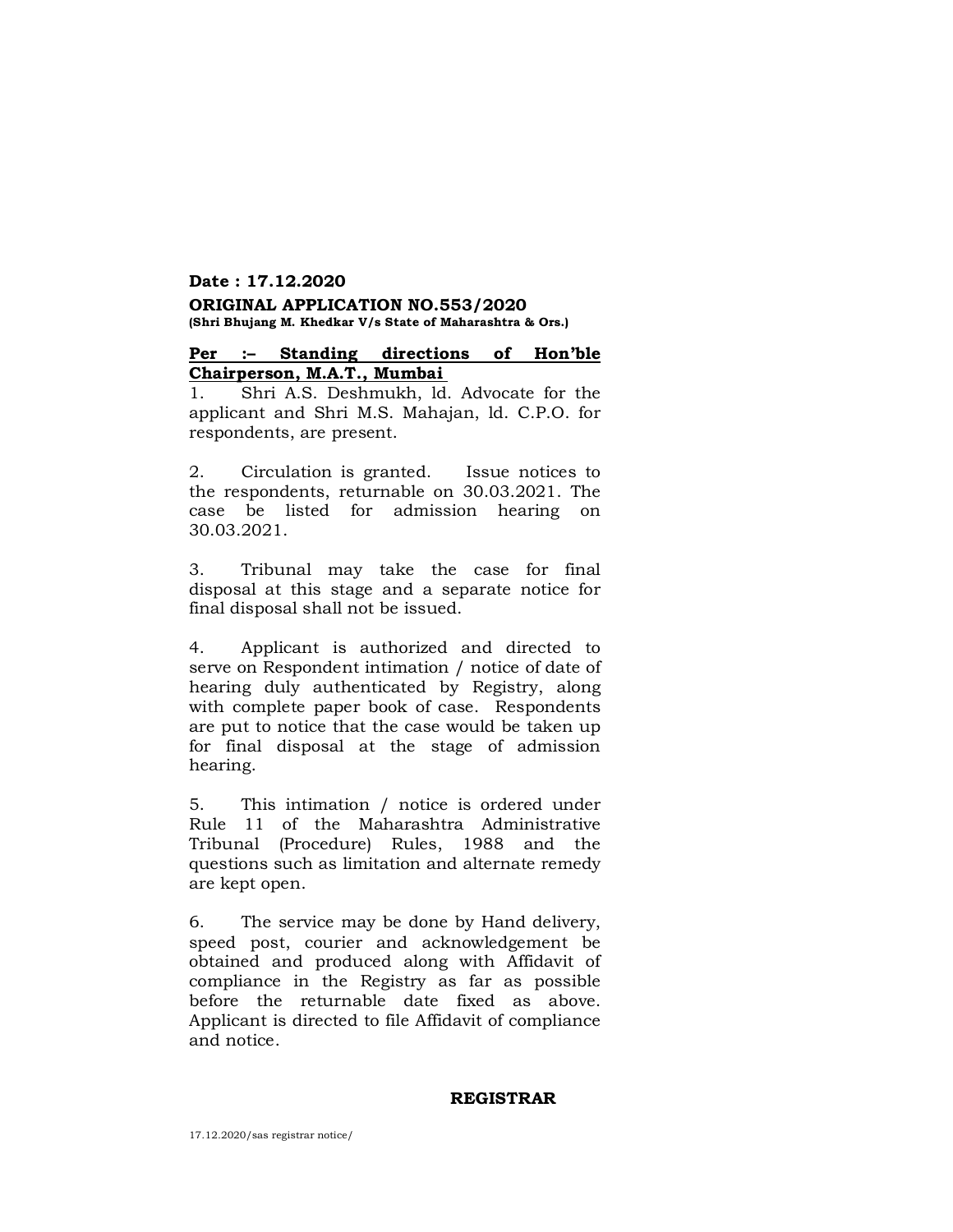**Date : 17.12.2020**

**ORIGINAL APPLICATION NO.553/2020**
**(Shri Bhujang M. Khedkar V/s State of Maharashtra & Ors.)**

**Per :– Standing directions of Hon'ble Chairperson, M.A.T., Mumbai**

1. Shri A.S. Deshmukh, ld. Advocate for the applicant and Shri M.S. Mahajan, ld. C.P.O. for respondents, are present.

2. Circulation is granted. Issue notices to the respondents, returnable on 30.03.2021. The case be listed for admission hearing on 30.03.2021.

3. Tribunal may take the case for final disposal at this stage and a separate notice for final disposal shall not be issued.

4. Applicant is authorized and directed to serve on Respondent intimation / notice of date of hearing duly authenticated by Registry, along with complete paper book of case. Respondents are put to notice that the case would be taken up for final disposal at the stage of admission hearing.

5. This intimation / notice is ordered under Rule 11 of the Maharashtra Administrative Tribunal (Procedure) Rules, 1988 and the questions such as limitation and alternate remedy are kept open.

6. The service may be done by Hand delivery, speed post, courier and acknowledgement be obtained and produced along with Affidavit of compliance in the Registry as far as possible before the returnable date fixed as above. Applicant is directed to file Affidavit of compliance and notice.

**REGISTRAR**

17.12.2020/sas registrar notice/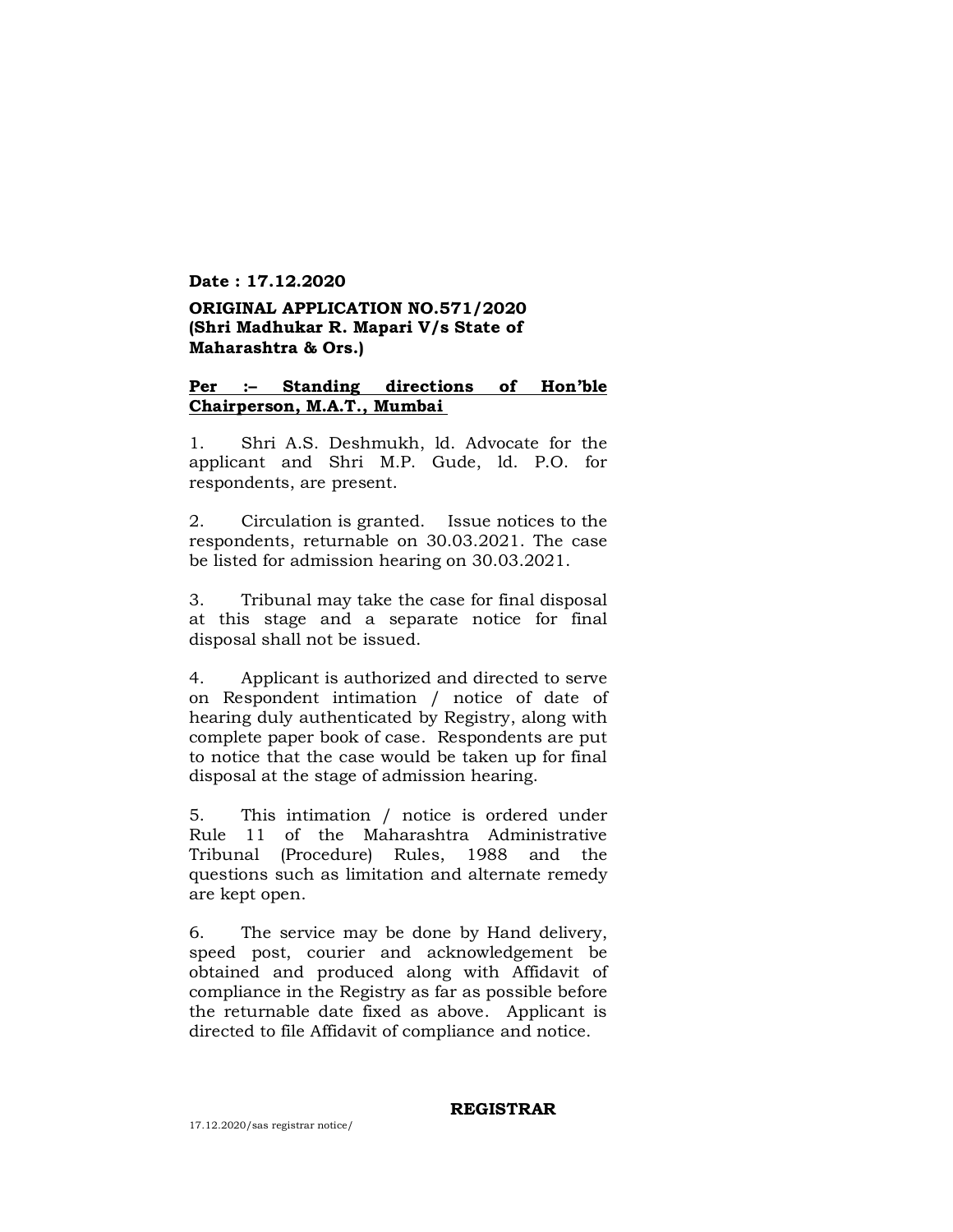**Date : 17.12.2020**

**ORIGINAL APPLICATION NO.571/2020**
**(Shri Madhukar R. Mapari V/s State of Maharashtra & Ors.)**

**Per :– Standing directions of Hon'ble Chairperson, M.A.T., Mumbai**

1. Shri A.S. Deshmukh, ld. Advocate for the applicant and Shri M.P. Gude, ld. P.O. for respondents, are present.

2. Circulation is granted. Issue notices to the respondents, returnable on 30.03.2021. The case be listed for admission hearing on 30.03.2021.

3. Tribunal may take the case for final disposal at this stage and a separate notice for final disposal shall not be issued.

4. Applicant is authorized and directed to serve on Respondent intimation / notice of date of hearing duly authenticated by Registry, along with complete paper book of case. Respondents are put to notice that the case would be taken up for final disposal at the stage of admission hearing.

5. This intimation / notice is ordered under Rule 11 of the Maharashtra Administrative Tribunal (Procedure) Rules, 1988 and the questions such as limitation and alternate remedy are kept open.

6. The service may be done by Hand delivery, speed post, courier and acknowledgement be obtained and produced along with Affidavit of compliance in the Registry as far as possible before the returnable date fixed as above. Applicant is directed to file Affidavit of compliance and notice.

**REGISTRAR**

17.12.2020/sas registrar notice/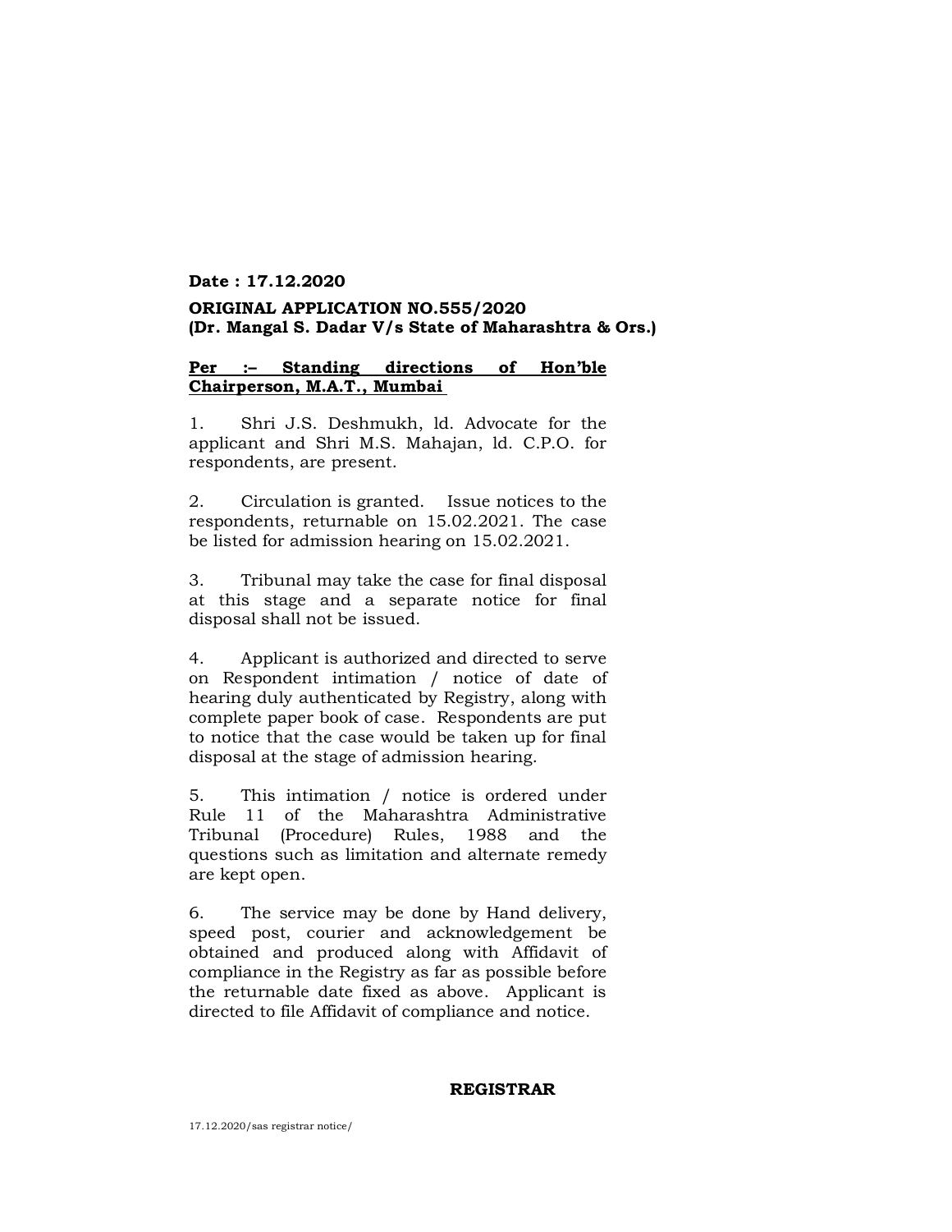**Date : 17.12.2020**

**ORIGINAL APPLICATION NO.555/2020**
**(Dr. Mangal S. Dadar V/s State of Maharashtra & Ors.)**

**Per :– Standing directions of Hon'ble Chairperson, M.A.T., Mumbai**

1. Shri J.S. Deshmukh, ld. Advocate for the applicant and Shri M.S. Mahajan, ld. C.P.O. for respondents, are present.

2. Circulation is granted. Issue notices to the respondents, returnable on 15.02.2021. The case be listed for admission hearing on 15.02.2021.

3. Tribunal may take the case for final disposal at this stage and a separate notice for final disposal shall not be issued.

4. Applicant is authorized and directed to serve on Respondent intimation / notice of date of hearing duly authenticated by Registry, along with complete paper book of case. Respondents are put to notice that the case would be taken up for final disposal at the stage of admission hearing.

5. This intimation / notice is ordered under Rule 11 of the Maharashtra Administrative Tribunal (Procedure) Rules, 1988 and the questions such as limitation and alternate remedy are kept open.

6. The service may be done by Hand delivery, speed post, courier and acknowledgement be obtained and produced along with Affidavit of compliance in the Registry as far as possible before the returnable date fixed as above. Applicant is directed to file Affidavit of compliance and notice.

**REGISTRAR**

17.12.2020/sas registrar notice/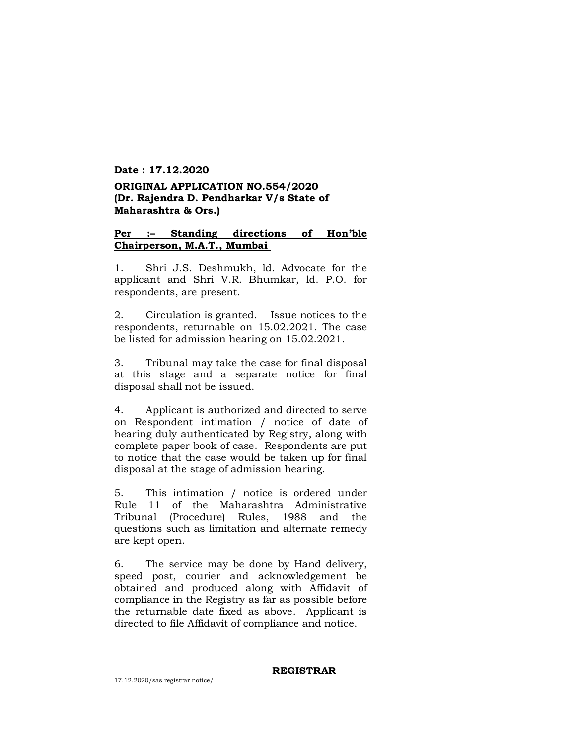**Date : 17.12.2020**

**ORIGINAL APPLICATION NO.554/2020**
**(Dr. Rajendra D. Pendharkar V/s State of Maharashtra & Ors.)**

**Per :– Standing directions of Hon'ble Chairperson, M.A.T., Mumbai**

1. Shri J.S. Deshmukh, ld. Advocate for the applicant and Shri V.R. Bhumkar, ld. P.O. for respondents, are present.

2. Circulation is granted. Issue notices to the respondents, returnable on 15.02.2021. The case be listed for admission hearing on 15.02.2021.

3. Tribunal may take the case for final disposal at this stage and a separate notice for final disposal shall not be issued.

4. Applicant is authorized and directed to serve on Respondent intimation / notice of date of hearing duly authenticated by Registry, along with complete paper book of case. Respondents are put to notice that the case would be taken up for final disposal at the stage of admission hearing.

5. This intimation / notice is ordered under Rule 11 of the Maharashtra Administrative Tribunal (Procedure) Rules, 1988 and the questions such as limitation and alternate remedy are kept open.

6. The service may be done by Hand delivery, speed post, courier and acknowledgement be obtained and produced along with Affidavit of compliance in the Registry as far as possible before the returnable date fixed as above. Applicant is directed to file Affidavit of compliance and notice.

**REGISTRAR**

17.12.2020/sas registrar notice/